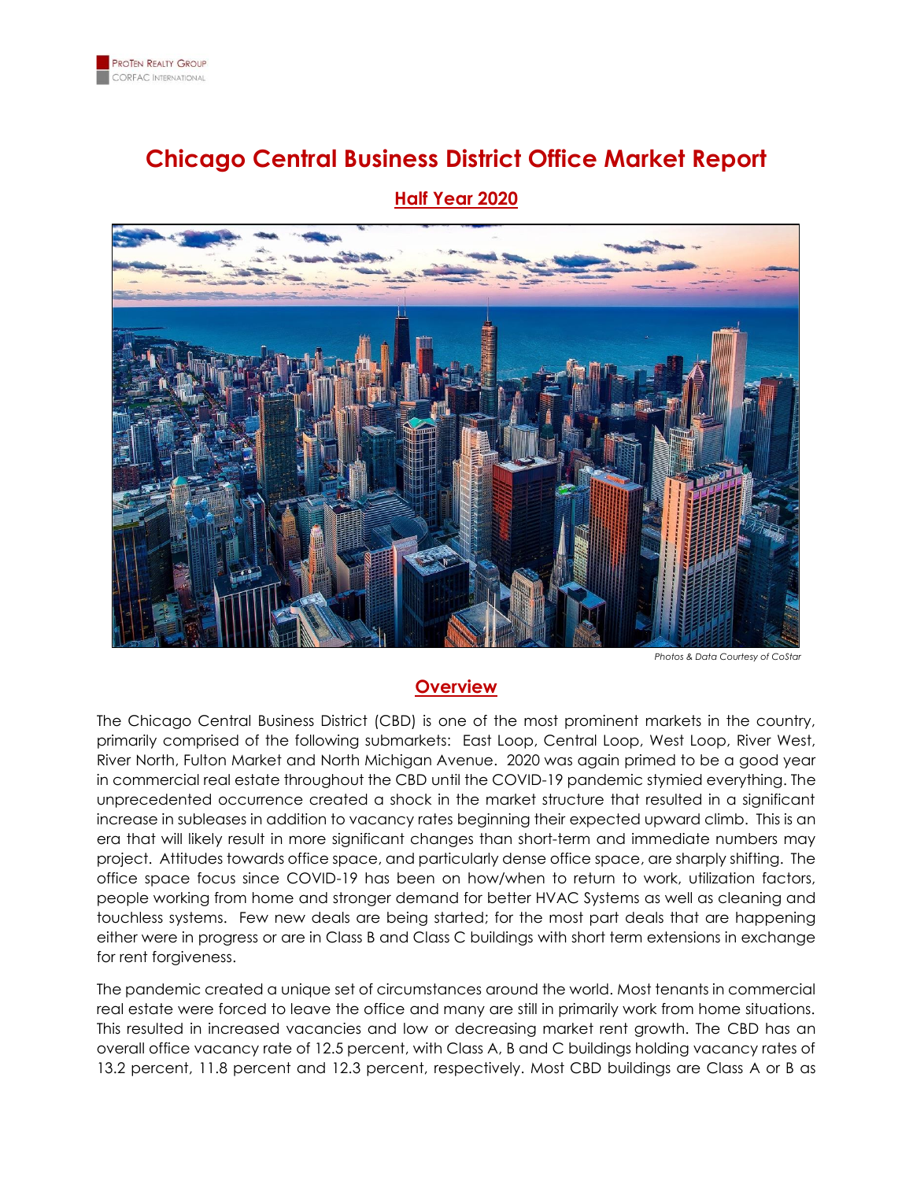ProTen Realty Group
CORFAC International

# Chicago Central Business District Office Market Report

## Half Year 2020

*Photos & Data Courtesy of CoStar*

## Overview

The Chicago Central Business District (CBD) is one of the most prominent markets in the country, primarily comprised of the following submarkets: East Loop, Central Loop, West Loop, River West, River North, Fulton Market and North Michigan Avenue. 2020 was again primed to be a good year in commercial real estate throughout the CBD until the COVID-19 pandemic stymied everything. The unprecedented occurrence created a shock in the market structure that resulted in a significant increase in subleases in addition to vacancy rates beginning their expected upward climb. This is an era that will likely result in more significant changes than short-term and immediate numbers may project. Attitudes towards office space, and particularly dense office space, are sharply shifting. The office space focus since COVID-19 has been on how/when to return to work, utilization factors, people working from home and stronger demand for better HVAC Systems as well as cleaning and touchless systems. Few new deals are being started; for the most part deals that are happening either were in progress or are in Class B and Class C buildings with short term extensions in exchange for rent forgiveness.

The pandemic created a unique set of circumstances around the world. Most tenants in commercial real estate were forced to leave the office and many are still in primarily work from home situations. This resulted in increased vacancies and low or decreasing market rent growth. The CBD has an overall office vacancy rate of 12.5 percent, with Class A, B and C buildings holding vacancy rates of 13.2 percent, 11.8 percent and 12.3 percent, respectively. Most CBD buildings are Class A or B as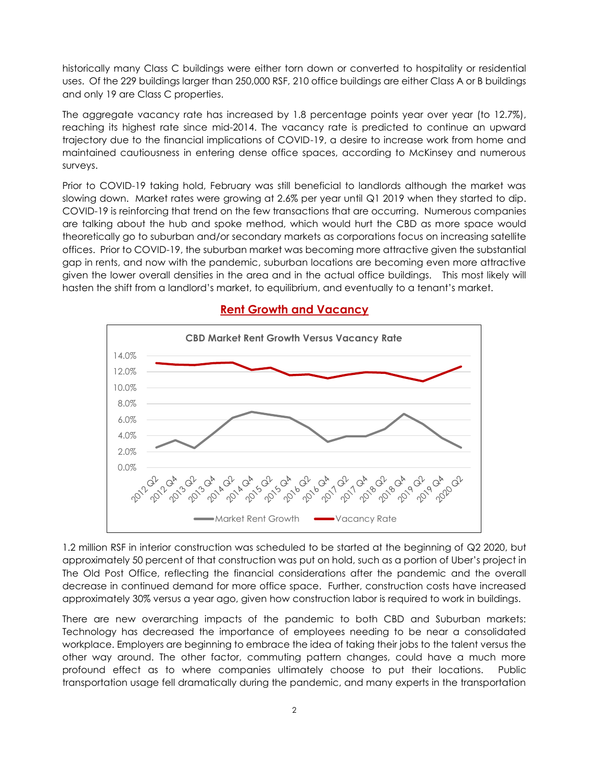historically many Class C buildings were either torn down or converted to hospitality or residential uses. Of the 229 buildings larger than 250,000 RSF, 210 office buildings are either Class A or B buildings and only 19 are Class C properties.

The aggregate vacancy rate has increased by 1.8 percentage points year over year (to 12.7%), reaching its highest rate since mid-2014. The vacancy rate is predicted to continue an upward trajectory due to the financial implications of COVID-19, a desire to increase work from home and maintained cautiousness in entering dense office spaces, according to McKinsey and numerous surveys.

Prior to COVID-19 taking hold, February was still beneficial to landlords although the market was slowing down. Market rates were growing at 2.6% per year until Q1 2019 when they started to dip. COVID-19 is reinforcing that trend on the few transactions that are occurring. Numerous companies are talking about the hub and spoke method, which would hurt the CBD as more space would theoretically go to suburban and/or secondary markets as corporations focus on increasing satellite offices. Prior to COVID-19, the suburban market was becoming more attractive given the substantial gap in rents, and now with the pandemic, suburban locations are becoming even more attractive given the lower overall densities in the area and in the actual office buildings. This most likely will hasten the shift from a landlord's market, to equilibrium, and eventually to a tenant's market.

## Rent Growth and Vacancy

**CBD Market Rent Growth Versus Vacancy Rate**

(Chart: Market Rent Growth and Vacancy Rate, 2012 Q2 – 2020 Q2; y-axis 0.0% – 14.0%)

1.2 million RSF in interior construction was scheduled to be started at the beginning of Q2 2020, but approximately 50 percent of that construction was put on hold, such as a portion of Uber's project in The Old Post Office, reflecting the financial considerations after the pandemic and the overall decrease in continued demand for more office space. Further, construction costs have increased approximately 30% versus a year ago, given how construction labor is required to work in buildings.

There are new overarching impacts of the pandemic to both CBD and Suburban markets: Technology has decreased the importance of employees needing to be near a consolidated workplace. Employers are beginning to embrace the idea of taking their jobs to the talent versus the other way around. The other factor, commuting pattern changes, could have a much more profound effect as to where companies ultimately choose to put their locations. Public transportation usage fell dramatically during the pandemic, and many experts in the transportation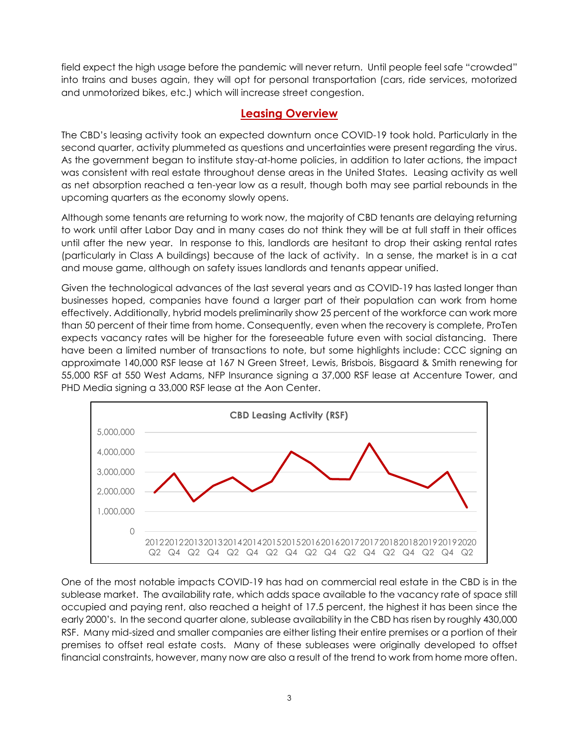field expect the high usage before the pandemic will never return. Until people feel safe "crowded" into trains and buses again, they will opt for personal transportation (cars, ride services, motorized and unmotorized bikes, etc.) which will increase street congestion.

## Leasing Overview

The CBD's leasing activity took an expected downturn once COVID-19 took hold. Particularly in the second quarter, activity plummeted as questions and uncertainties were present regarding the virus. As the government began to institute stay-at-home policies, in addition to later actions, the impact was consistent with real estate throughout dense areas in the United States. Leasing activity as well as net absorption reached a ten-year low as a result, though both may see partial rebounds in the upcoming quarters as the economy slowly opens.

Although some tenants are returning to work now, the majority of CBD tenants are delaying returning to work until after Labor Day and in many cases do not think they will be at full staff in their offices until after the new year. In response to this, landlords are hesitant to drop their asking rental rates (particularly in Class A buildings) because of the lack of activity. In a sense, the market is in a cat and mouse game, although on safety issues landlords and tenants appear unified.

Given the technological advances of the last several years and as COVID-19 has lasted longer than businesses hoped, companies have found a larger part of their population can work from home effectively. Additionally, hybrid models preliminarily show 25 percent of the workforce can work more than 50 percent of their time from home. Consequently, even when the recovery is complete, ProTen expects vacancy rates will be higher for the foreseeable future even with social distancing. There have been a limited number of transactions to note, but some highlights include: CCC signing an approximate 140,000 RSF lease at 167 N Green Street, Lewis, Brisbois, Bisgaard & Smith renewing for 55,000 RSF at 550 West Adams, NFP Insurance signing a 37,000 RSF lease at Accenture Tower, and PHD Media signing a 33,000 RSF lease at the Aon Center.

**CBD Leasing Activity (RSF)**

One of the most notable impacts COVID-19 has had on commercial real estate in the CBD is in the sublease market. The availability rate, which adds space available to the vacancy rate of space still occupied and paying rent, also reached a height of 17.5 percent, the highest it has been since the early 2000's. In the second quarter alone, sublease availability in the CBD has risen by roughly 430,000 RSF. Many mid-sized and smaller companies are either listing their entire premises or a portion of their premises to offset real estate costs. Many of these subleases were originally developed to offset financial constraints, however, many now are also a result of the trend to work from home more often.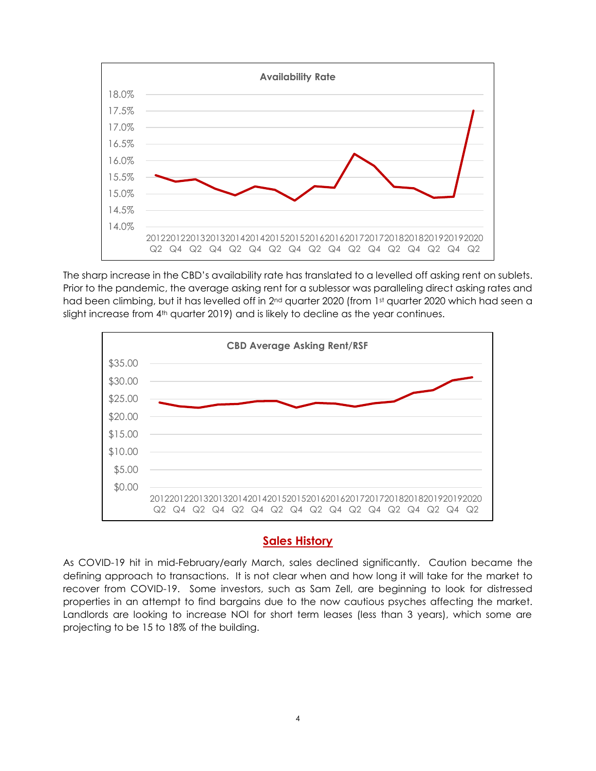The sharp increase in the CBD's availability rate has translated to a levelled off asking rent on sublets. Prior to the pandemic, the average asking rent for a sublessor was paralleling direct asking rates and had been climbing, but it has levelled off in 2nd quarter 2020 (from 1st quarter 2020 which had seen a slight increase from 4th quarter 2019) and is likely to decline as the year continues.

## Sales History

As COVID-19 hit in mid-February/early March, sales declined significantly. Caution became the defining approach to transactions. It is not clear when and how long it will take for the market to recover from COVID-19. Some investors, such as Sam Zell, are beginning to look for distressed properties in an attempt to find bargains due to the now cautious psyches affecting the market. Landlords are looking to increase NOI for short term leases (less than 3 years), which some are projecting to be 15 to 18% of the building.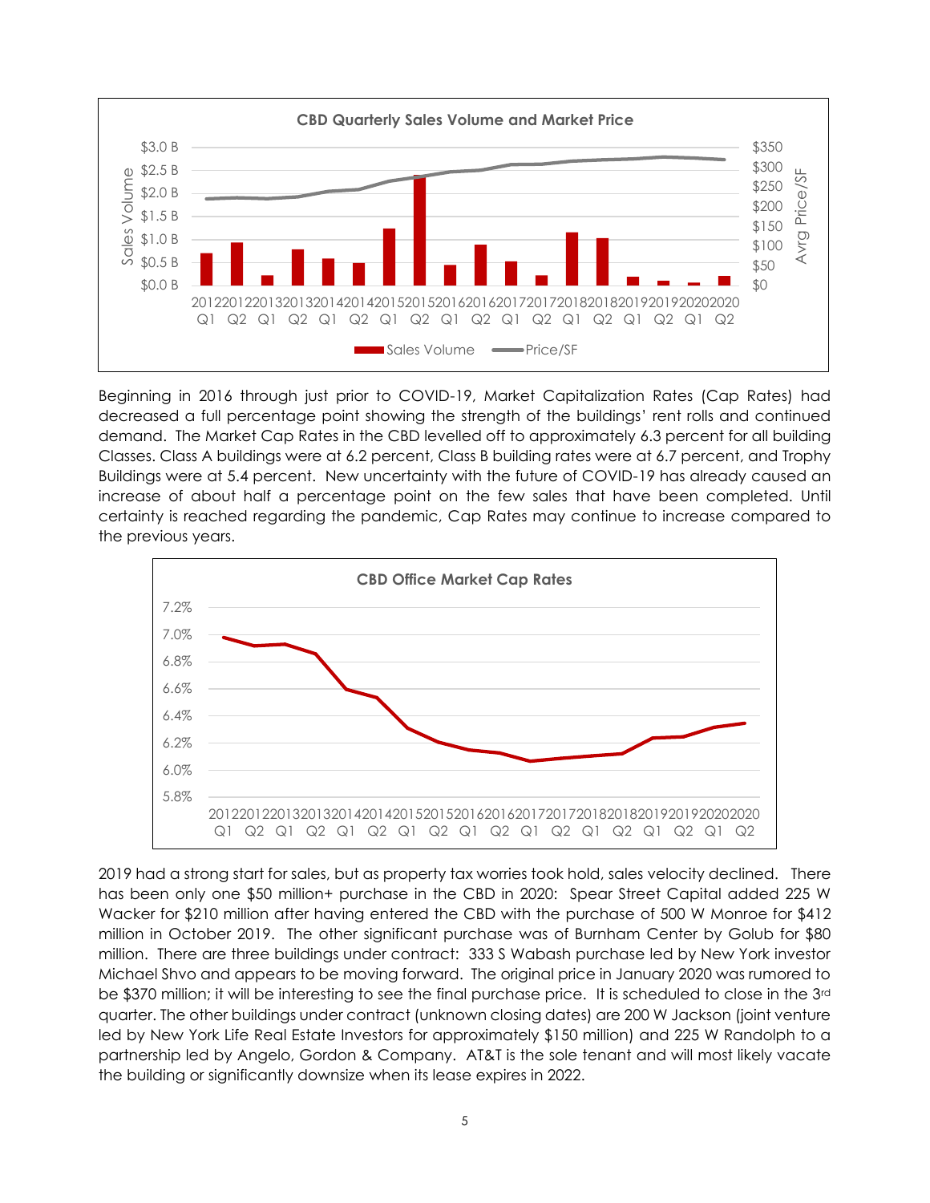**CBD Quarterly Sales Volume and Market Price**

$3.0 B
$2.5 B
$2.0 B
$1.5 B
$1.0 B
$0.5 B
$0.0 B

Sales Volume

$350
$300
$250
$200
$150
$100
$50
$0

Avrg Price/SF

2012 Q1 2012 Q2 2013 Q1 2013 Q2 2014 Q1 2014 Q2 2015 Q1 2015 Q2 2016 Q1 2016 Q2 2017 Q1 2017 Q2 2018 Q1 2018 Q2 2019 Q1 2019 Q2 2020 Q1 2020 Q2

Sales Volume — Price/SF

Beginning in 2016 through just prior to COVID-19, Market Capitalization Rates (Cap Rates) had decreased a full percentage point showing the strength of the buildings' rent rolls and continued demand. The Market Cap Rates in the CBD levelled off to approximately 6.3 percent for all building Classes. Class A buildings were at 6.2 percent, Class B building rates were at 6.7 percent, and Trophy Buildings were at 5.4 percent. New uncertainty with the future of COVID-19 has already caused an increase of about half a percentage point on the few sales that have been completed. Until certainty is reached regarding the pandemic, Cap Rates may continue to increase compared to the previous years.

**CBD Office Market Cap Rates**

7.2%
7.0%
6.8%
6.6%
6.4%
6.2%
6.0%
5.8%

2012 Q1 2012 Q2 2013 Q1 2013 Q2 2014 Q1 2014 Q2 2015 Q1 2015 Q2 2016 Q1 2016 Q2 2017 Q1 2017 Q2 2018 Q1 2018 Q2 2019 Q1 2019 Q2 2020 Q1 2020 Q2

2019 had a strong start for sales, but as property tax worries took hold, sales velocity declined. There has been only one $50 million+ purchase in the CBD in 2020: Spear Street Capital added 225 W Wacker for $210 million after having entered the CBD with the purchase of 500 W Monroe for $412 million in October 2019. The other significant purchase was of Burnham Center by Golub for $80 million. There are three buildings under contract: 333 S Wabash purchase led by New York investor Michael Shvo and appears to be moving forward. The original price in January 2020 was rumored to be $370 million; it will be interesting to see the final purchase price. It is scheduled to close in the 3rd quarter. The other buildings under contract (unknown closing dates) are 200 W Jackson (joint venture led by New York Life Real Estate Investors for approximately $150 million) and 225 W Randolph to a partnership led by Angelo, Gordon & Company. AT&T is the sole tenant and will most likely vacate the building or significantly downsize when its lease expires in 2022.